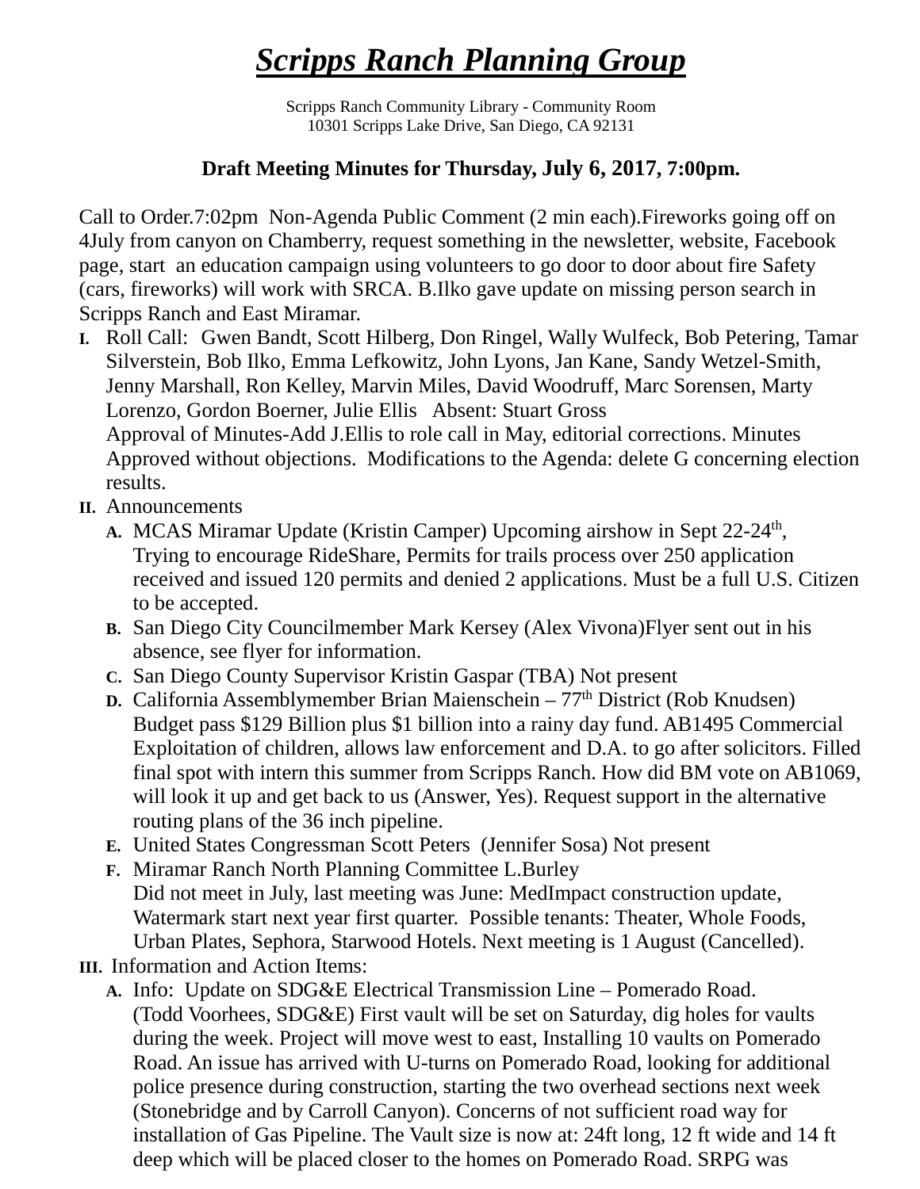# ***Scripps Ranch Planning Group***

Scripps Ranch Community Library - Community Room
10301 Scripps Lake Drive, San Diego, CA 92131

**Draft Meeting Minutes for Thursday, July 6, 2017, 7:00pm.**

Call to Order.7:02pm Non-Agenda Public Comment (2 min each).Fireworks going off on 4July from canyon on Chamberry, request something in the newsletter, website, Facebook page, start an education campaign using volunteers to go door to door about fire Safety (cars, fireworks) will work with SRCA. B.Ilko gave update on missing person search in Scripps Ranch and East Miramar.

- **I.** Roll Call: Gwen Bandt, Scott Hilberg, Don Ringel, Wally Wulfeck, Bob Petering, Tamar Silverstein, Bob Ilko, Emma Lefkowitz, John Lyons, Jan Kane, Sandy Wetzel-Smith, Jenny Marshall, Ron Kelley, Marvin Miles, David Woodruff, Marc Sorensen, Marty Lorenzo, Gordon Boerner, Julie Ellis Absent: Stuart Gross
  Approval of Minutes-Add J.Ellis to role call in May, editorial corrections. Minutes Approved without objections. Modifications to the Agenda: delete G concerning election results.
- **II.** Announcements
  - **A.** MCAS Miramar Update (Kristin Camper) Upcoming airshow in Sept 22-24th, Trying to encourage RideShare, Permits for trails process over 250 application received and issued 120 permits and denied 2 applications. Must be a full U.S. Citizen to be accepted.
  - **B.** San Diego City Councilmember Mark Kersey (Alex Vivona)Flyer sent out in his absence, see flyer for information.
  - **C.** San Diego County Supervisor Kristin Gaspar (TBA) Not present
  - **D.** California Assemblymember Brian Maienschein – 77th District (Rob Knudsen) Budget pass $129 Billion plus $1 billion into a rainy day fund. AB1495 Commercial Exploitation of children, allows law enforcement and D.A. to go after solicitors. Filled final spot with intern this summer from Scripps Ranch. How did BM vote on AB1069, will look it up and get back to us (Answer, Yes). Request support in the alternative routing plans of the 36 inch pipeline.
  - **E.** United States Congressman Scott Peters (Jennifer Sosa) Not present
  - **F.** Miramar Ranch North Planning Committee L.Burley
    Did not meet in July, last meeting was June: MedImpact construction update, Watermark start next year first quarter. Possible tenants: Theater, Whole Foods, Urban Plates, Sephora, Starwood Hotels. Next meeting is 1 August (Cancelled).
- **III.** Information and Action Items:
  - **A.** Info: Update on SDG&E Electrical Transmission Line – Pomerado Road.
    (Todd Voorhees, SDG&E) First vault will be set on Saturday, dig holes for vaults during the week. Project will move west to east, Installing 10 vaults on Pomerado Road. An issue has arrived with U-turns on Pomerado Road, looking for additional police presence during construction, starting the two overhead sections next week (Stonebridge and by Carroll Canyon). Concerns of not sufficient road way for installation of Gas Pipeline. The Vault size is now at: 24ft long, 12 ft wide and 14 ft deep which will be placed closer to the homes on Pomerado Road. SRPG was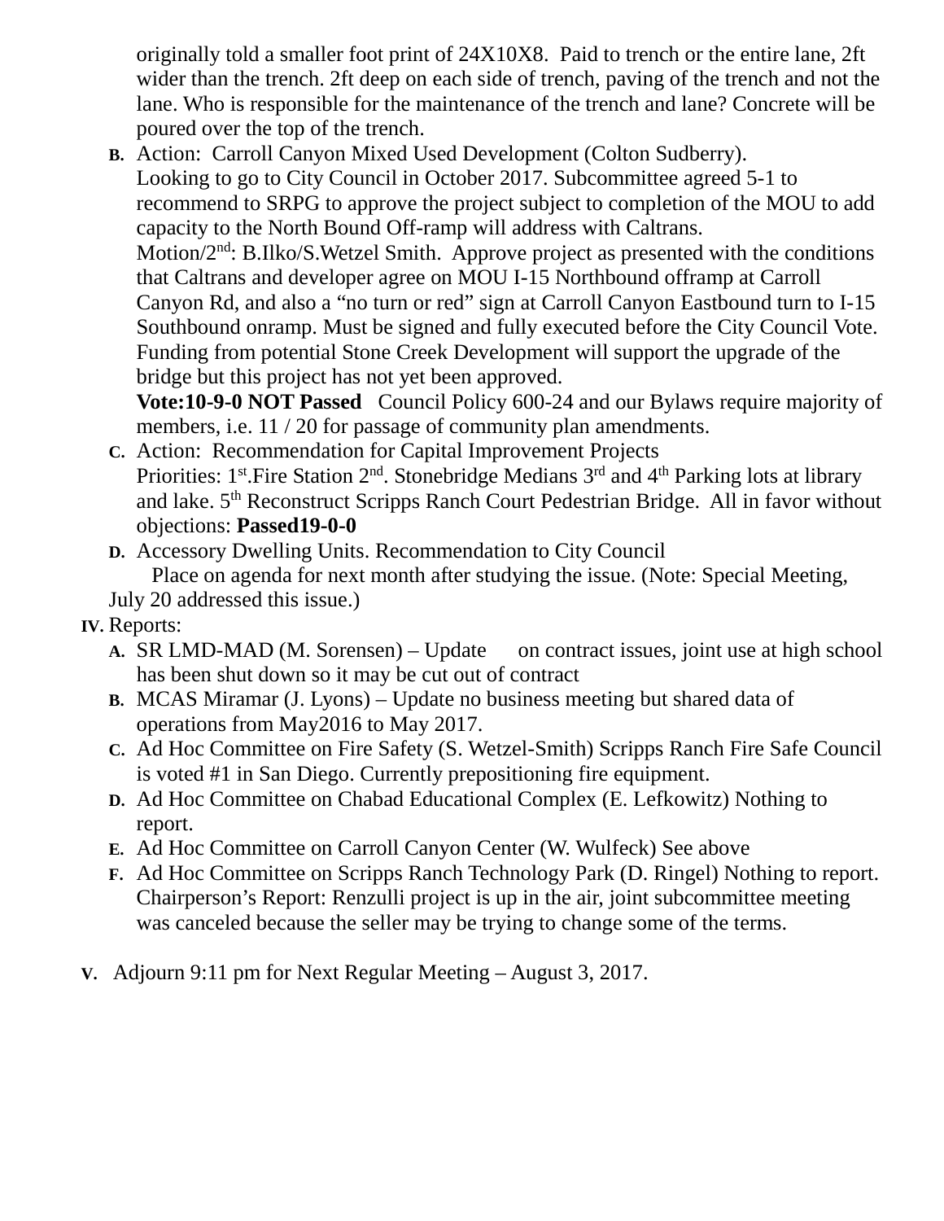originally told a smaller foot print of 24X10X8. Paid to trench or the entire lane, 2ft wider than the trench. 2ft deep on each side of trench, paving of the trench and not the lane. Who is responsible for the maintenance of the trench and lane? Concrete will be poured over the top of the trench.

- **B.** Action: Carroll Canyon Mixed Used Development (Colton Sudberry).
  Looking to go to City Council in October 2017. Subcommittee agreed 5-1 to recommend to SRPG to approve the project subject to completion of the MOU to add capacity to the North Bound Off-ramp will address with Caltrans.
  Motion/2nd: B.Ilko/S.Wetzel Smith. Approve project as presented with the conditions that Caltrans and developer agree on MOU I-15 Northbound offramp at Carroll Canyon Rd, and also a "no turn or red" sign at Carroll Canyon Eastbound turn to I-15 Southbound onramp. Must be signed and fully executed before the City Council Vote. Funding from potential Stone Creek Development will support the upgrade of the bridge but this project has not yet been approved.
  **Vote:10-9-0 NOT Passed** Council Policy 600-24 and our Bylaws require majority of members, i.e. 11 / 20 for passage of community plan amendments.
- **C.** Action: Recommendation for Capital Improvement Projects
  Priorities: 1st.Fire Station 2nd. Stonebridge Medians 3rd and 4th Parking lots at library and lake. 5th Reconstruct Scripps Ranch Court Pedestrian Bridge. All in favor without objections: **Passed19-0-0**
- **D.** Accessory Dwelling Units. Recommendation to City Council
  Place on agenda for next month after studying the issue. (Note: Special Meeting, July 20 addressed this issue.)

**IV.** Reports:

- **A.** SR LMD-MAD (M. Sorensen) – Update on contract issues, joint use at high school has been shut down so it may be cut out of contract
- **B.** MCAS Miramar (J. Lyons) – Update no business meeting but shared data of operations from May2016 to May 2017.
- **C.** Ad Hoc Committee on Fire Safety (S. Wetzel-Smith) Scripps Ranch Fire Safe Council is voted #1 in San Diego. Currently prepositioning fire equipment.
- **D.** Ad Hoc Committee on Chabad Educational Complex (E. Lefkowitz) Nothing to report.
- **E.** Ad Hoc Committee on Carroll Canyon Center (W. Wulfeck) See above
- **F.** Ad Hoc Committee on Scripps Ranch Technology Park (D. Ringel) Nothing to report.
  Chairperson's Report: Renzulli project is up in the air, joint subcommittee meeting was canceled because the seller may be trying to change some of the terms.

**V.** Adjourn 9:11 pm for Next Regular Meeting – August 3, 2017.